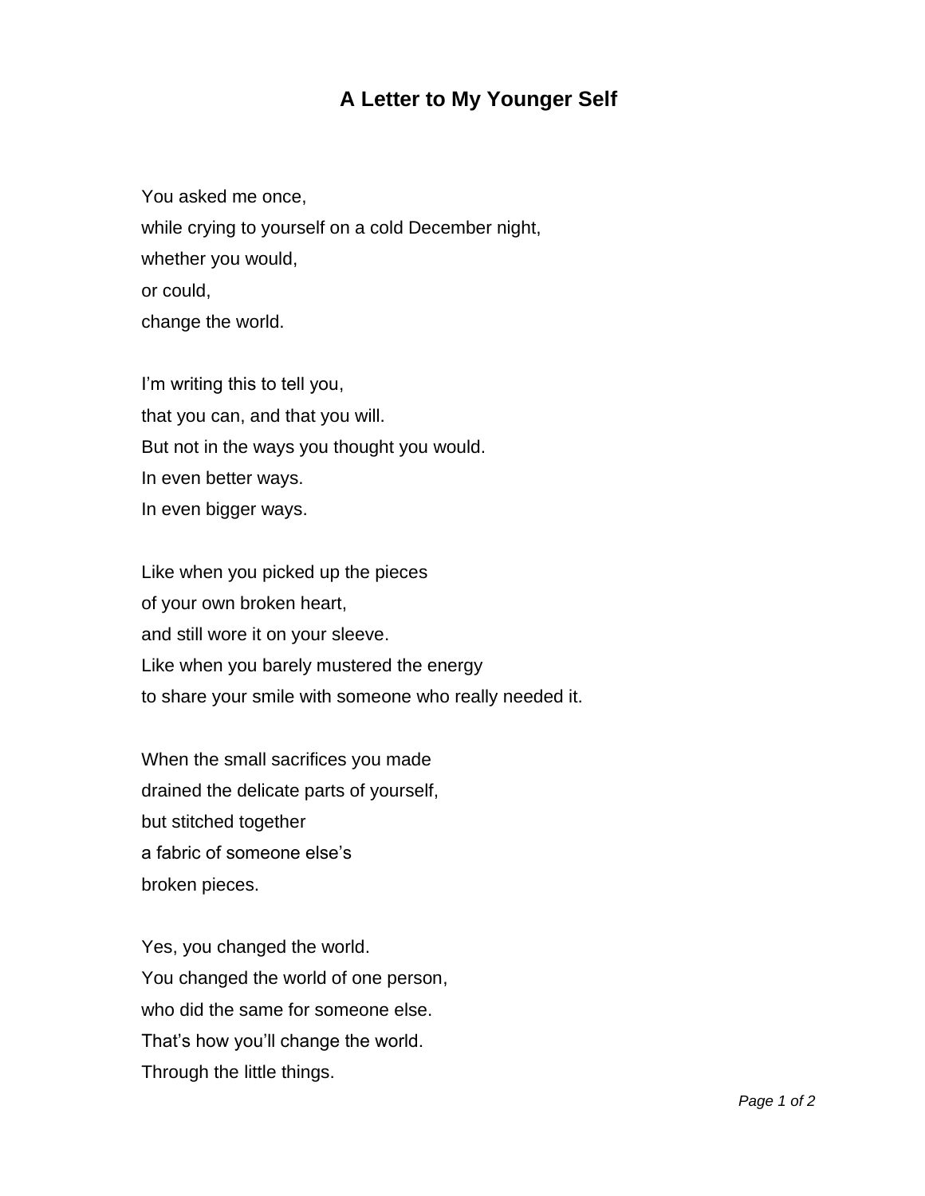# A Letter to My Younger Self

You asked me once,
while crying to yourself on a cold December night,
whether you would,
or could,
change the world.

I'm writing this to tell you,
that you can, and that you will.
But not in the ways you thought you would.
In even better ways.
In even bigger ways.

Like when you picked up the pieces
of your own broken heart,
and still wore it on your sleeve.
Like when you barely mustered the energy
to share your smile with someone who really needed it.

When the small sacrifices you made
drained the delicate parts of yourself,
but stitched together
a fabric of someone else's
broken pieces.

Yes, you changed the world.
You changed the world of one person,
who did the same for someone else.
That's how you'll change the world.
Through the little things.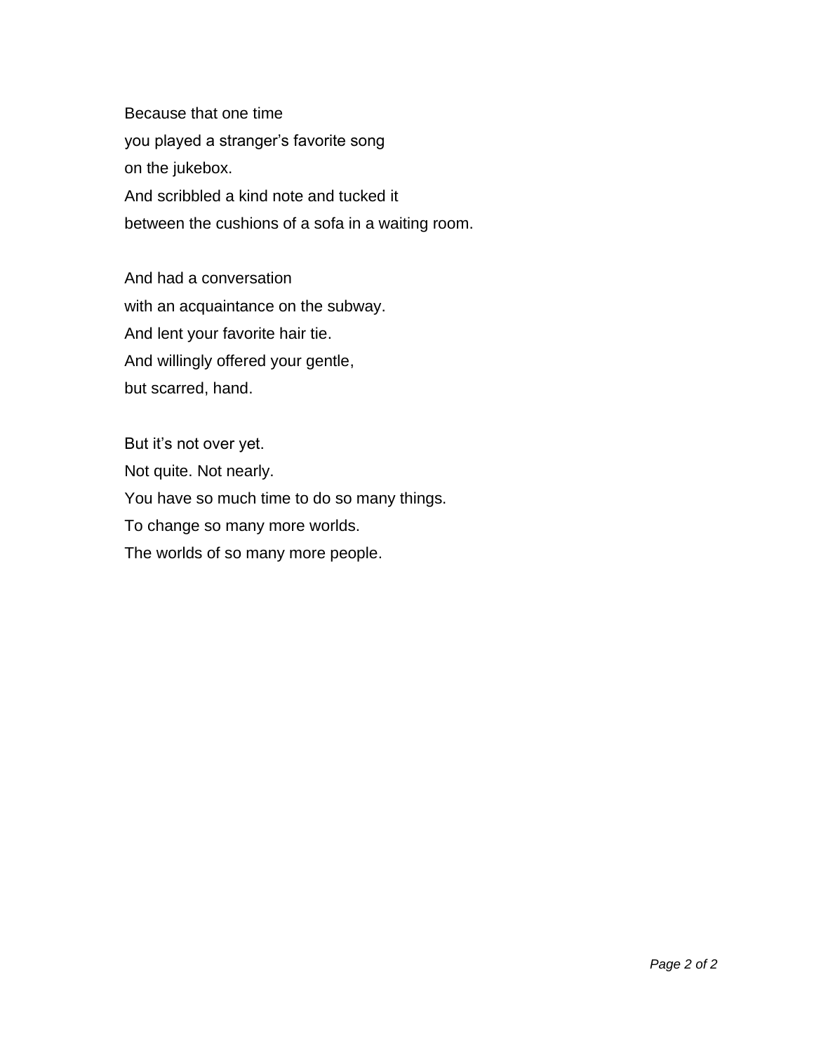Because that one time  
you played a stranger's favorite song  
on the jukebox.  
And scribbled a kind note and tucked it  
between the cushions of a sofa in a waiting room.

And had a conversation  
with an acquaintance on the subway.  
And lent your favorite hair tie.  
And willingly offered your gentle,  
but scarred, hand.

But it's not over yet.  
Not quite. Not nearly.  
You have so much time to do so many things.  
To change so many more worlds.  
The worlds of so many more people.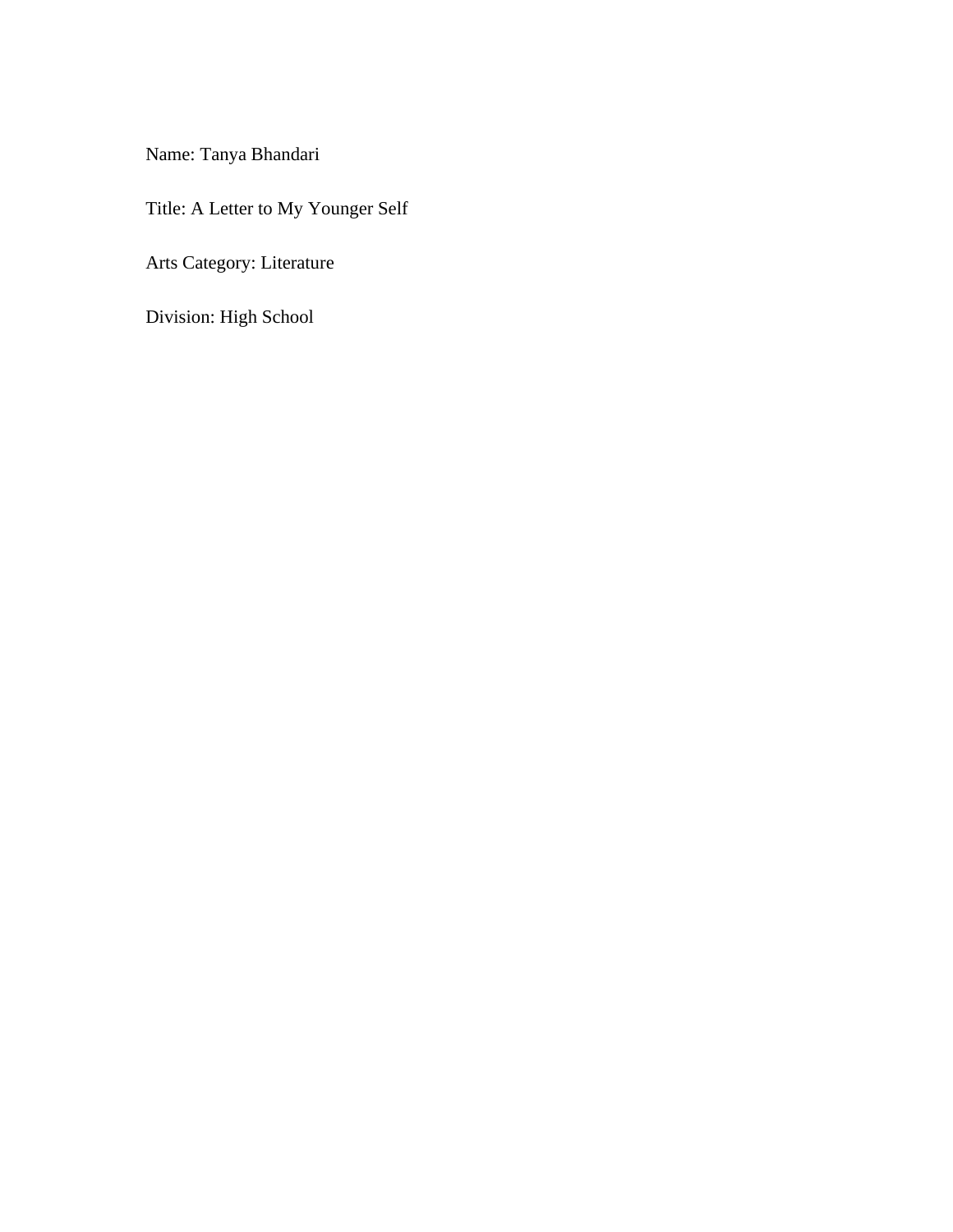Name: Tanya Bhandari

Title: A Letter to My Younger Self

Arts Category: Literature

Division: High School